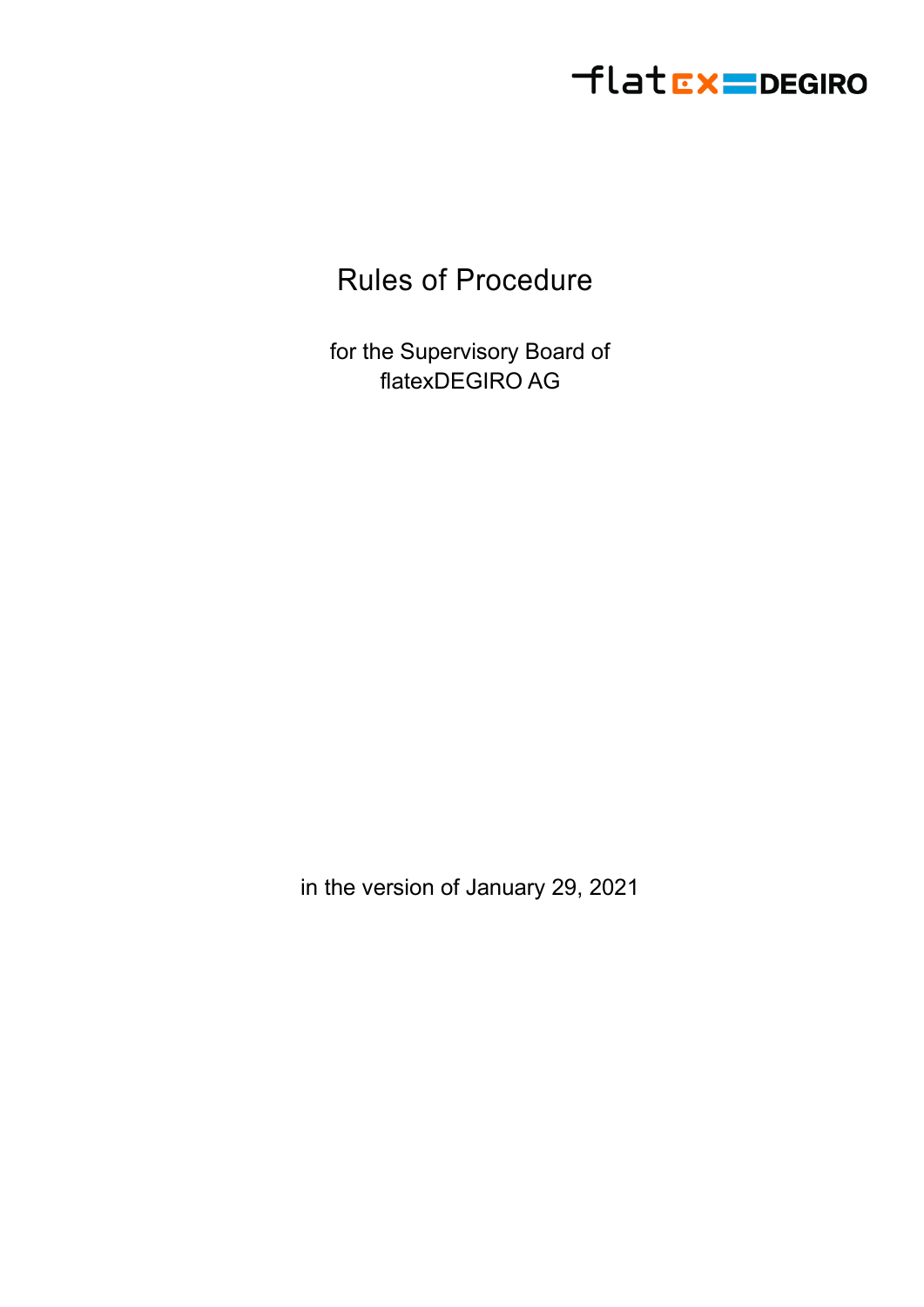# Rules of Procedure

for the Supervisory Board of
flatexDEGIRO AG

in the version of January 29, 2021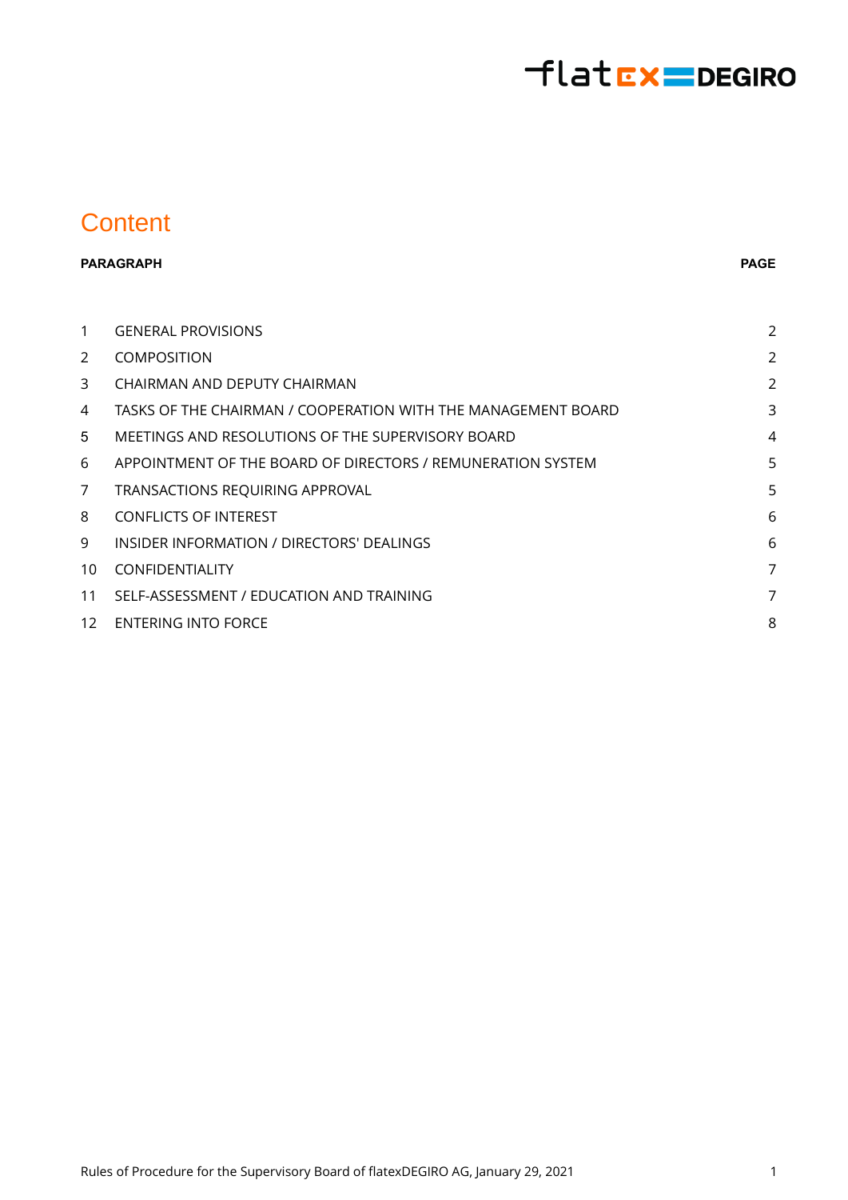# Content

| PARAGRAPH | | PAGE |
|---|---|---|
| 1 | GENERAL PROVISIONS | 2 |
| 2 | COMPOSITION | 2 |
| 3 | CHAIRMAN AND DEPUTY CHAIRMAN | 2 |
| 4 | TASKS OF THE CHAIRMAN / COOPERATION WITH THE MANAGEMENT BOARD | 3 |
| 5 | MEETINGS AND RESOLUTIONS OF THE SUPERVISORY BOARD | 4 |
| 6 | APPOINTMENT OF THE BOARD OF DIRECTORS / REMUNERATION SYSTEM | 5 |
| 7 | TRANSACTIONS REQUIRING APPROVAL | 5 |
| 8 | CONFLICTS OF INTEREST | 6 |
| 9 | INSIDER INFORMATION / DIRECTORS' DEALINGS | 6 |
| 10 | CONFIDENTIALITY | 7 |
| 11 | SELF-ASSESSMENT / EDUCATION AND TRAINING | 7 |
| 12 | ENTERING INTO FORCE | 8 |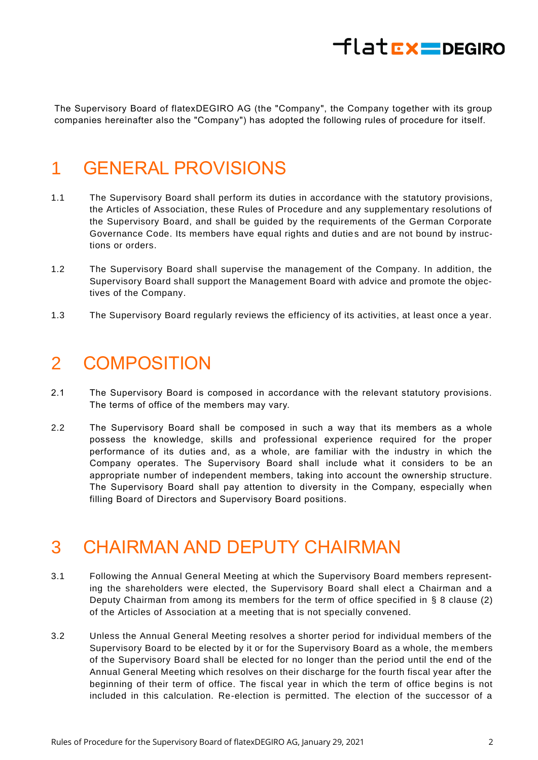The Supervisory Board of flatexDEGIRO AG (the "Company", the Company together with its group companies hereinafter also the "Company") has adopted the following rules of procedure for itself.

# 1 GENERAL PROVISIONS

1.1 The Supervisory Board shall perform its duties in accordance with the statutory provisions, the Articles of Association, these Rules of Procedure and any supplementary resolutions of the Supervisory Board, and shall be guided by the requirements of the German Corporate Governance Code. Its members have equal rights and duties and are not bound by instructions or orders.

1.2 The Supervisory Board shall supervise the management of the Company. In addition, the Supervisory Board shall support the Management Board with advice and promote the objectives of the Company.

1.3 The Supervisory Board regularly reviews the efficiency of its activities, at least once a year.

# 2 COMPOSITION

2.1 The Supervisory Board is composed in accordance with the relevant statutory provisions. The terms of office of the members may vary.

2.2 The Supervisory Board shall be composed in such a way that its members as a whole possess the knowledge, skills and professional experience required for the proper performance of its duties and, as a whole, are familiar with the industry in which the Company operates. The Supervisory Board shall include what it considers to be an appropriate number of independent members, taking into account the ownership structure. The Supervisory Board shall pay attention to diversity in the Company, especially when filling Board of Directors and Supervisory Board positions.

# 3 CHAIRMAN AND DEPUTY CHAIRMAN

3.1 Following the Annual General Meeting at which the Supervisory Board members representing the shareholders were elected, the Supervisory Board shall elect a Chairman and a Deputy Chairman from among its members for the term of office specified in § 8 clause (2) of the Articles of Association at a meeting that is not specially convened.

3.2 Unless the Annual General Meeting resolves a shorter period for individual members of the Supervisory Board to be elected by it or for the Supervisory Board as a whole, the members of the Supervisory Board shall be elected for no longer than the period until the end of the Annual General Meeting which resolves on their discharge for the fourth fiscal year after the beginning of their term of office. The fiscal year in which the term of office begins is not included in this calculation. Re-election is permitted. The election of the successor of a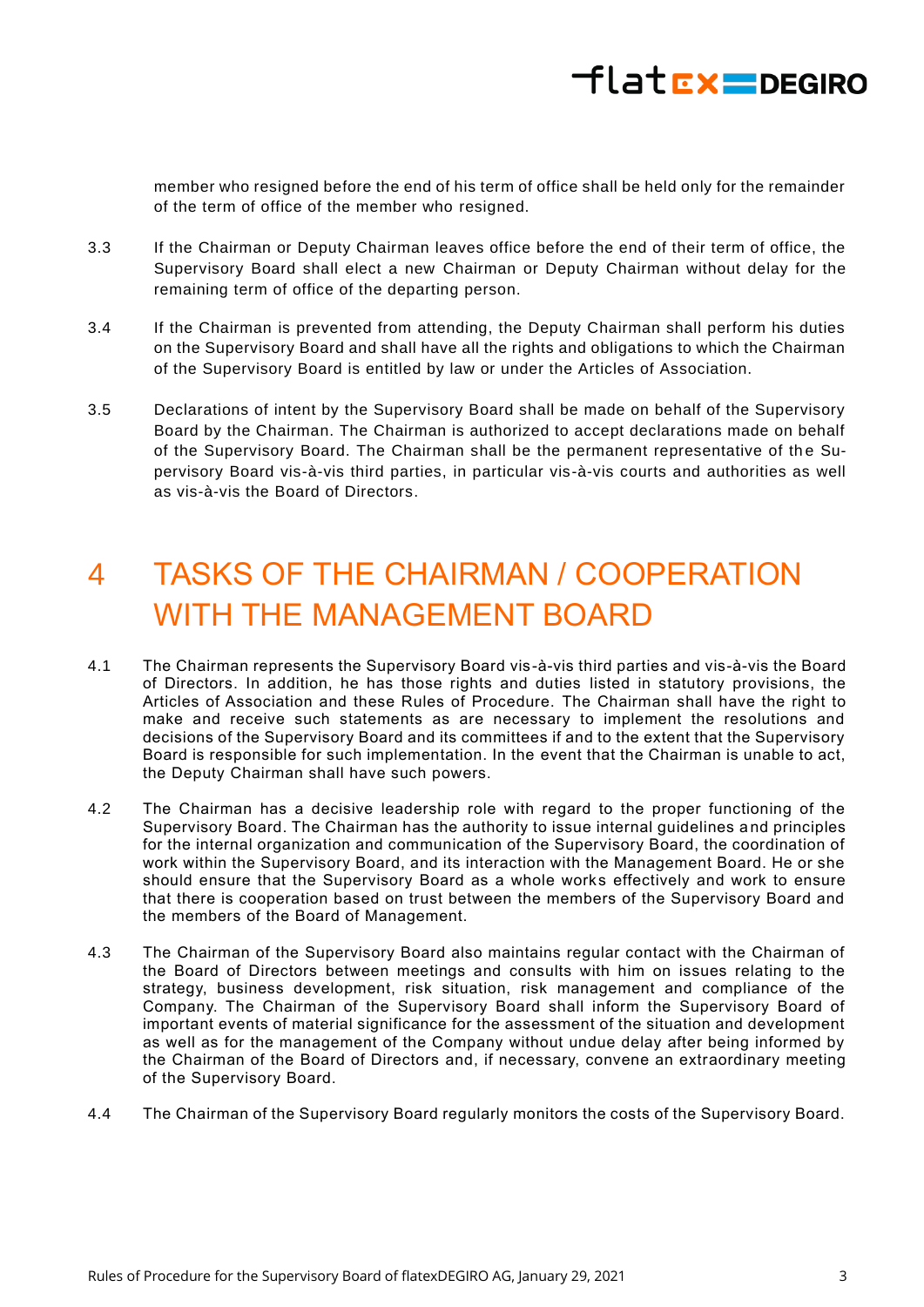member who resigned before the end of his term of office shall be held only for the remainder of the term of office of the member who resigned.

3.3 If the Chairman or Deputy Chairman leaves office before the end of their term of office, the Supervisory Board shall elect a new Chairman or Deputy Chairman without delay for the remaining term of office of the departing person.

3.4 If the Chairman is prevented from attending, the Deputy Chairman shall perform his duties on the Supervisory Board and shall have all the rights and obligations to which the Chairman of the Supervisory Board is entitled by law or under the Articles of Association.

3.5 Declarations of intent by the Supervisory Board shall be made on behalf of the Supervisory Board by the Chairman. The Chairman is authorized to accept declarations made on behalf of the Supervisory Board. The Chairman shall be the permanent representative of the Supervisory Board vis-à-vis third parties, in particular vis-à-vis courts and authorities as well as vis-à-vis the Board of Directors.

# 4 TASKS OF THE CHAIRMAN / COOPERATION WITH THE MANAGEMENT BOARD

4.1 The Chairman represents the Supervisory Board vis-à-vis third parties and vis-à-vis the Board of Directors. In addition, he has those rights and duties listed in statutory provisions, the Articles of Association and these Rules of Procedure. The Chairman shall have the right to make and receive such statements as are necessary to implement the resolutions and decisions of the Supervisory Board and its committees if and to the extent that the Supervisory Board is responsible for such implementation. In the event that the Chairman is unable to act, the Deputy Chairman shall have such powers.

4.2 The Chairman has a decisive leadership role with regard to the proper functioning of the Supervisory Board. The Chairman has the authority to issue internal guidelines and principles for the internal organization and communication of the Supervisory Board, the coordination of work within the Supervisory Board, and its interaction with the Management Board. He or she should ensure that the Supervisory Board as a whole works effectively and work to ensure that there is cooperation based on trust between the members of the Supervisory Board and the members of the Board of Management.

4.3 The Chairman of the Supervisory Board also maintains regular contact with the Chairman of the Board of Directors between meetings and consults with him on issues relating to the strategy, business development, risk situation, risk management and compliance of the Company. The Chairman of the Supervisory Board shall inform the Supervisory Board of important events of material significance for the assessment of the situation and development as well as for the management of the Company without undue delay after being informed by the Chairman of the Board of Directors and, if necessary, convene an extraordinary meeting of the Supervisory Board.

4.4 The Chairman of the Supervisory Board regularly monitors the costs of the Supervisory Board.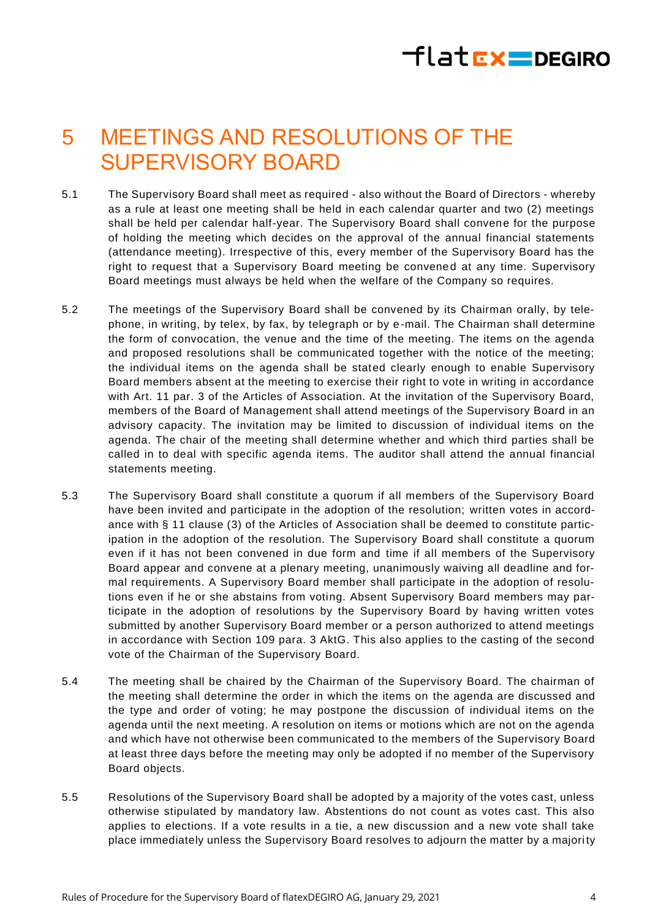# 5 MEETINGS AND RESOLUTIONS OF THE SUPERVISORY BOARD

5.1 The Supervisory Board shall meet as required - also without the Board of Directors - whereby as a rule at least one meeting shall be held in each calendar quarter and two (2) meetings shall be held per calendar half-year. The Supervisory Board shall convene for the purpose of holding the meeting which decides on the approval of the annual financial statements (attendance meeting). Irrespective of this, every member of the Supervisory Board has the right to request that a Supervisory Board meeting be convened at any time. Supervisory Board meetings must always be held when the welfare of the Company so requires.

5.2 The meetings of the Supervisory Board shall be convened by its Chairman orally, by telephone, in writing, by telex, by fax, by telegraph or by e-mail. The Chairman shall determine the form of convocation, the venue and the time of the meeting. The items on the agenda and proposed resolutions shall be communicated together with the notice of the meeting; the individual items on the agenda shall be stated clearly enough to enable Supervisory Board members absent at the meeting to exercise their right to vote in writing in accordance with Art. 11 par. 3 of the Articles of Association. At the invitation of the Supervisory Board, members of the Board of Management shall attend meetings of the Supervisory Board in an advisory capacity. The invitation may be limited to discussion of individual items on the agenda. The chair of the meeting shall determine whether and which third parties shall be called in to deal with specific agenda items. The auditor shall attend the annual financial statements meeting.

5.3 The Supervisory Board shall constitute a quorum if all members of the Supervisory Board have been invited and participate in the adoption of the resolution; written votes in accordance with § 11 clause (3) of the Articles of Association shall be deemed to constitute participation in the adoption of the resolution. The Supervisory Board shall constitute a quorum even if it has not been convened in due form and time if all members of the Supervisory Board appear and convene at a plenary meeting, unanimously waiving all deadline and formal requirements. A Supervisory Board member shall participate in the adoption of resolutions even if he or she abstains from voting. Absent Supervisory Board members may participate in the adoption of resolutions by the Supervisory Board by having written votes submitted by another Supervisory Board member or a person authorized to attend meetings in accordance with Section 109 para. 3 AktG. This also applies to the casting of the second vote of the Chairman of the Supervisory Board.

5.4 The meeting shall be chaired by the Chairman of the Supervisory Board. The chairman of the meeting shall determine the order in which the items on the agenda are discussed and the type and order of voting; he may postpone the discussion of individual items on the agenda until the next meeting. A resolution on items or motions which are not on the agenda and which have not otherwise been communicated to the members of the Supervisory Board at least three days before the meeting may only be adopted if no member of the Supervisory Board objects.

5.5 Resolutions of the Supervisory Board shall be adopted by a majority of the votes cast, unless otherwise stipulated by mandatory law. Abstentions do not count as votes cast. This also applies to elections. If a vote results in a tie, a new discussion and a new vote shall take place immediately unless the Supervisory Board resolves to adjourn the matter by a majority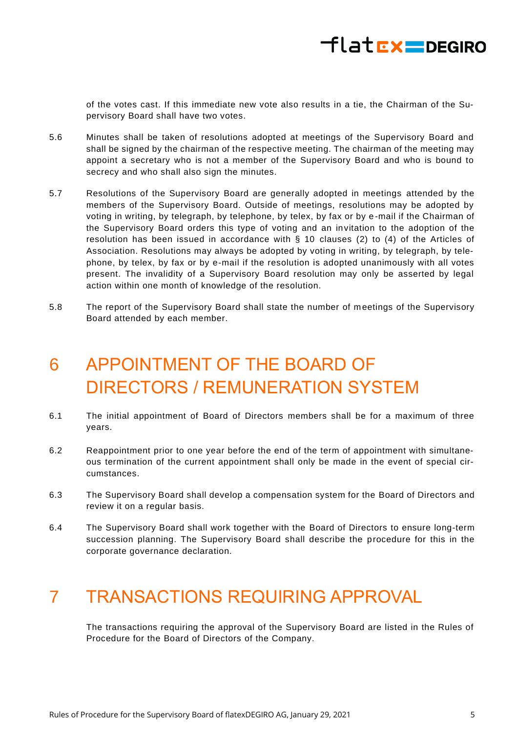of the votes cast. If this immediate new vote also results in a tie, the Chairman of the Supervisory Board shall have two votes.

5.6 Minutes shall be taken of resolutions adopted at meetings of the Supervisory Board and shall be signed by the chairman of the respective meeting. The chairman of the meeting may appoint a secretary who is not a member of the Supervisory Board and who is bound to secrecy and who shall also sign the minutes.

5.7 Resolutions of the Supervisory Board are generally adopted in meetings attended by the members of the Supervisory Board. Outside of meetings, resolutions may be adopted by voting in writing, by telegraph, by telephone, by telex, by fax or by e-mail if the Chairman of the Supervisory Board orders this type of voting and an invitation to the adoption of the resolution has been issued in accordance with § 10 clauses (2) to (4) of the Articles of Association. Resolutions may always be adopted by voting in writing, by telegraph, by telephone, by telex, by fax or by e-mail if the resolution is adopted unanimously with all votes present. The invalidity of a Supervisory Board resolution may only be asserted by legal action within one month of knowledge of the resolution.

5.8 The report of the Supervisory Board shall state the number of meetings of the Supervisory Board attended by each member.

# 6 APPOINTMENT OF THE BOARD OF DIRECTORS / REMUNERATION SYSTEM

6.1 The initial appointment of Board of Directors members shall be for a maximum of three years.

6.2 Reappointment prior to one year before the end of the term of appointment with simultaneous termination of the current appointment shall only be made in the event of special circumstances.

6.3 The Supervisory Board shall develop a compensation system for the Board of Directors and review it on a regular basis.

6.4 The Supervisory Board shall work together with the Board of Directors to ensure long-term succession planning. The Supervisory Board shall describe the procedure for this in the corporate governance declaration.

# 7 TRANSACTIONS REQUIRING APPROVAL

The transactions requiring the approval of the Supervisory Board are listed in the Rules of Procedure for the Board of Directors of the Company.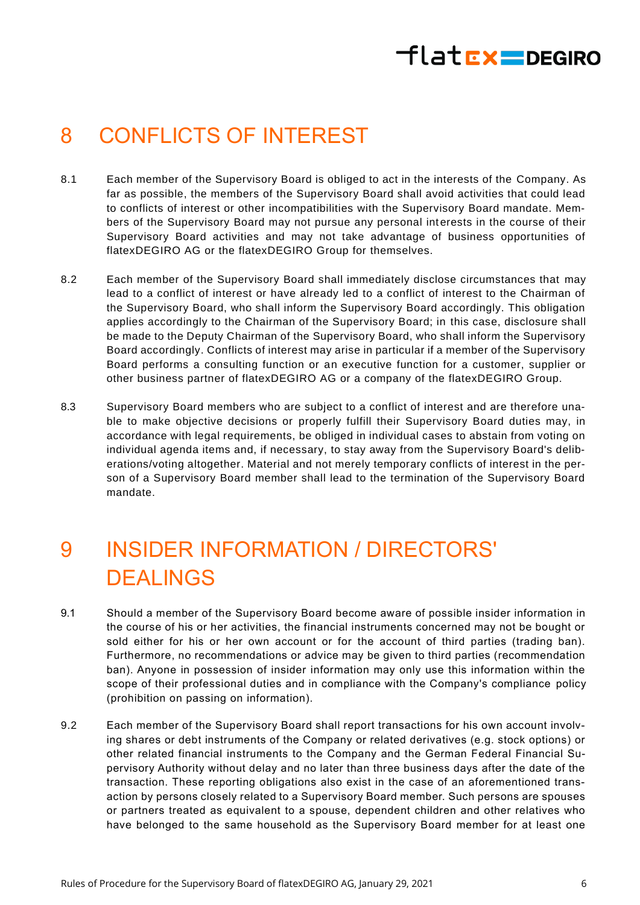# 8 CONFLICTS OF INTEREST

8.1 Each member of the Supervisory Board is obliged to act in the interests of the Company. As far as possible, the members of the Supervisory Board shall avoid activities that could lead to conflicts of interest or other incompatibilities with the Supervisory Board mandate. Members of the Supervisory Board may not pursue any personal interests in the course of their Supervisory Board activities and may not take advantage of business opportunities of flatexDEGIRO AG or the flatexDEGIRO Group for themselves.

8.2 Each member of the Supervisory Board shall immediately disclose circumstances that may lead to a conflict of interest or have already led to a conflict of interest to the Chairman of the Supervisory Board, who shall inform the Supervisory Board accordingly. This obligation applies accordingly to the Chairman of the Supervisory Board; in this case, disclosure shall be made to the Deputy Chairman of the Supervisory Board, who shall inform the Supervisory Board accordingly. Conflicts of interest may arise in particular if a member of the Supervisory Board performs a consulting function or an executive function for a customer, supplier or other business partner of flatexDEGIRO AG or a company of the flatexDEGIRO Group.

8.3 Supervisory Board members who are subject to a conflict of interest and are therefore unable to make objective decisions or properly fulfill their Supervisory Board duties may, in accordance with legal requirements, be obliged in individual cases to abstain from voting on individual agenda items and, if necessary, to stay away from the Supervisory Board's deliberations/voting altogether. Material and not merely temporary conflicts of interest in the person of a Supervisory Board member shall lead to the termination of the Supervisory Board mandate.

# 9 INSIDER INFORMATION / DIRECTORS' DEALINGS

9.1 Should a member of the Supervisory Board become aware of possible insider information in the course of his or her activities, the financial instruments concerned may not be bought or sold either for his or her own account or for the account of third parties (trading ban). Furthermore, no recommendations or advice may be given to third parties (recommendation ban). Anyone in possession of insider information may only use this information within the scope of their professional duties and in compliance with the Company's compliance policy (prohibition on passing on information).

9.2 Each member of the Supervisory Board shall report transactions for his own account involving shares or debt instruments of the Company or related derivatives (e.g. stock options) or other related financial instruments to the Company and the German Federal Financial Supervisory Authority without delay and no later than three business days after the date of the transaction. These reporting obligations also exist in the case of an aforementioned transaction by persons closely related to a Supervisory Board member. Such persons are spouses or partners treated as equivalent to a spouse, dependent children and other relatives who have belonged to the same household as the Supervisory Board member for at least one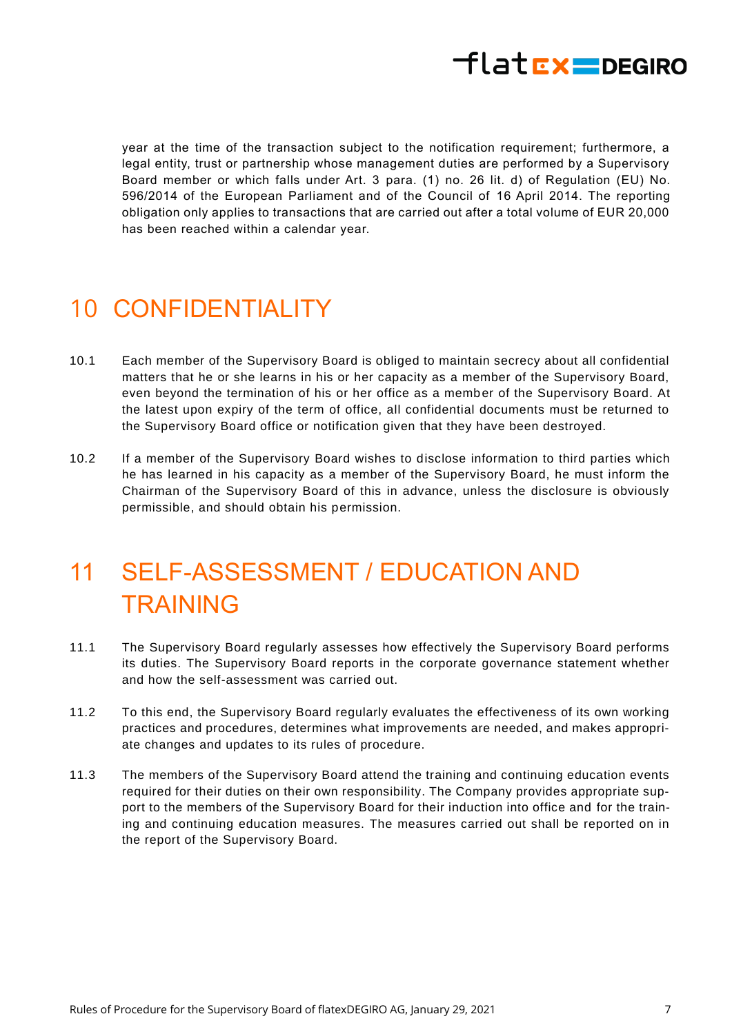year at the time of the transaction subject to the notification requirement; furthermore, a legal entity, trust or partnership whose management duties are performed by a Supervisory Board member or which falls under Art. 3 para. (1) no. 26 lit. d) of Regulation (EU) No. 596/2014 of the European Parliament and of the Council of 16 April 2014. The reporting obligation only applies to transactions that are carried out after a total volume of EUR 20,000 has been reached within a calendar year.

# 10 CONFIDENTIALITY

10.1 Each member of the Supervisory Board is obliged to maintain secrecy about all confidential matters that he or she learns in his or her capacity as a member of the Supervisory Board, even beyond the termination of his or her office as a member of the Supervisory Board. At the latest upon expiry of the term of office, all confidential documents must be returned to the Supervisory Board office or notification given that they have been destroyed.

10.2 If a member of the Supervisory Board wishes to disclose information to third parties which he has learned in his capacity as a member of the Supervisory Board, he must inform the Chairman of the Supervisory Board of this in advance, unless the disclosure is obviously permissible, and should obtain his permission.

# 11 SELF-ASSESSMENT / EDUCATION AND TRAINING

11.1 The Supervisory Board regularly assesses how effectively the Supervisory Board performs its duties. The Supervisory Board reports in the corporate governance statement whether and how the self-assessment was carried out.

11.2 To this end, the Supervisory Board regularly evaluates the effectiveness of its own working practices and procedures, determines what improvements are needed, and makes appropriate changes and updates to its rules of procedure.

11.3 The members of the Supervisory Board attend the training and continuing education events required for their duties on their own responsibility. The Company provides appropriate support to the members of the Supervisory Board for their induction into office and for the training and continuing education measures. The measures carried out shall be reported on in the report of the Supervisory Board.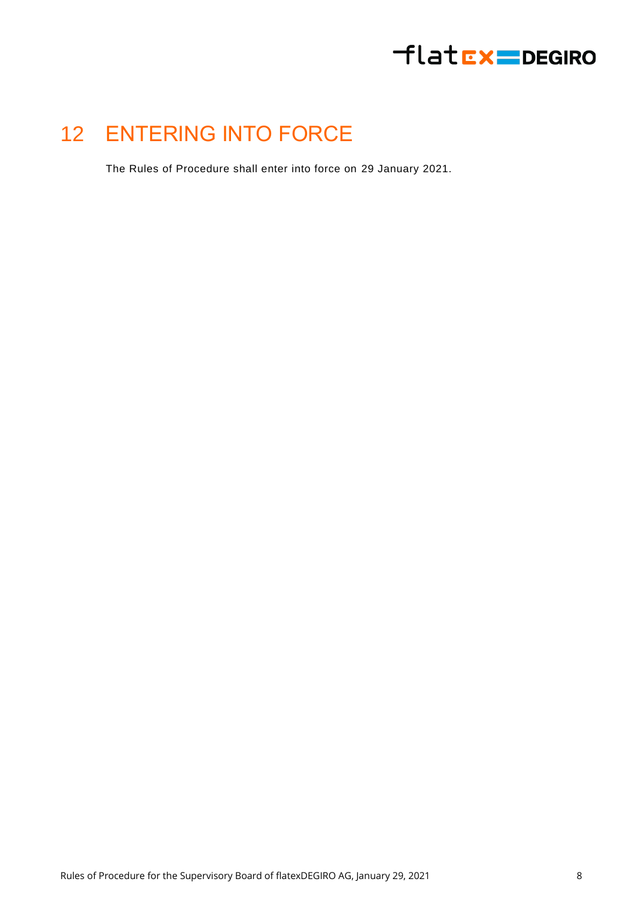# 12 ENTERING INTO FORCE

The Rules of Procedure shall enter into force on 29 January 2021.